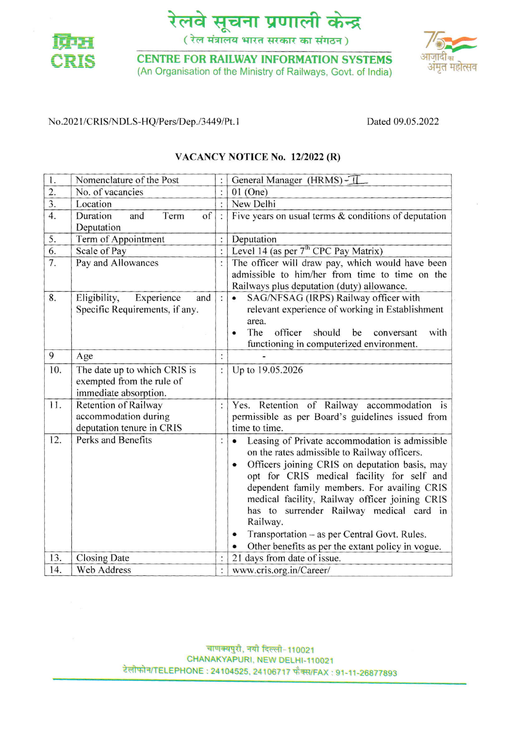# रेलवे सूचना प्रणाली केन्द्र

( रेल मंत्रालय भारत सरकार का संगठन )

## CENTRE FOR RAILWAY INFORMATION SYSTEMS

(An Organisation of the Ministry of Railways, Govt. of India)

No.2021/CRIS/NDLS-HQ/Pers/Dep./3449/Pt.1

Dated 09.05.2022

### VACANCY NOTICE No. 12/2022 (R)

| 1. | Nomenclature of the Post | : | General Manager (HRMS) - II |
|---|---|---|---|
| 2. | No. of vacancies | : | 01 (One) |
| 3. | Location | : | New Delhi |
| 4. | Duration and Term of Deputation | : | Five years on usual terms & conditions of deputation |
| 5. | Term of Appointment | : | Deputation |
| 6. | Scale of Pay | : | Level 14 (as per 7th CPC Pay Matrix) |
| 7. | Pay and Allowances | : | The officer will draw pay, which would have been admissible to him/her from time to time on the Railways plus deputation (duty) allowance. |
| 8. | Eligibility, Experience and Specific Requirements, if any. | : | • SAG/NFSAG (IRPS) Railway officer with relevant experience of working in Establishment area.<br>• The officer should be conversant with functioning in computerized environment. |
| 9 | Age | : | - |
| 10. | The date up to which CRIS is exempted from the rule of immediate absorption. | : | Up to 19.05.2026 |
| 11. | Retention of Railway accommodation during deputation tenure in CRIS | : | Yes. Retention of Railway accommodation is permissible as per Board's guidelines issued from time to time. |
| 12. | Perks and Benefits | : | • Leasing of Private accommodation is admissible on the rates admissible to Railway officers.<br>• Officers joining CRIS on deputation basis, may opt for CRIS medical facility for self and dependent family members. For availing CRIS medical facility, Railway officer joining CRIS has to surrender Railway medical card in Railway.<br>• Transportation – as per Central Govt. Rules.<br>• Other benefits as per the extant policy in vogue. |
| 13. | Closing Date | : | 21 days from date of issue. |
| 14. | Web Address | : | www.cris.org.in/Career/ |

चाणक्यपुरी, नयी दिल्ली-110021

CHANAKYAPURI, NEW DELHI-110021

टेलीफोन/TELEPHONE : 24104525, 24106717 फैक्स/FAX : 91-11-26877893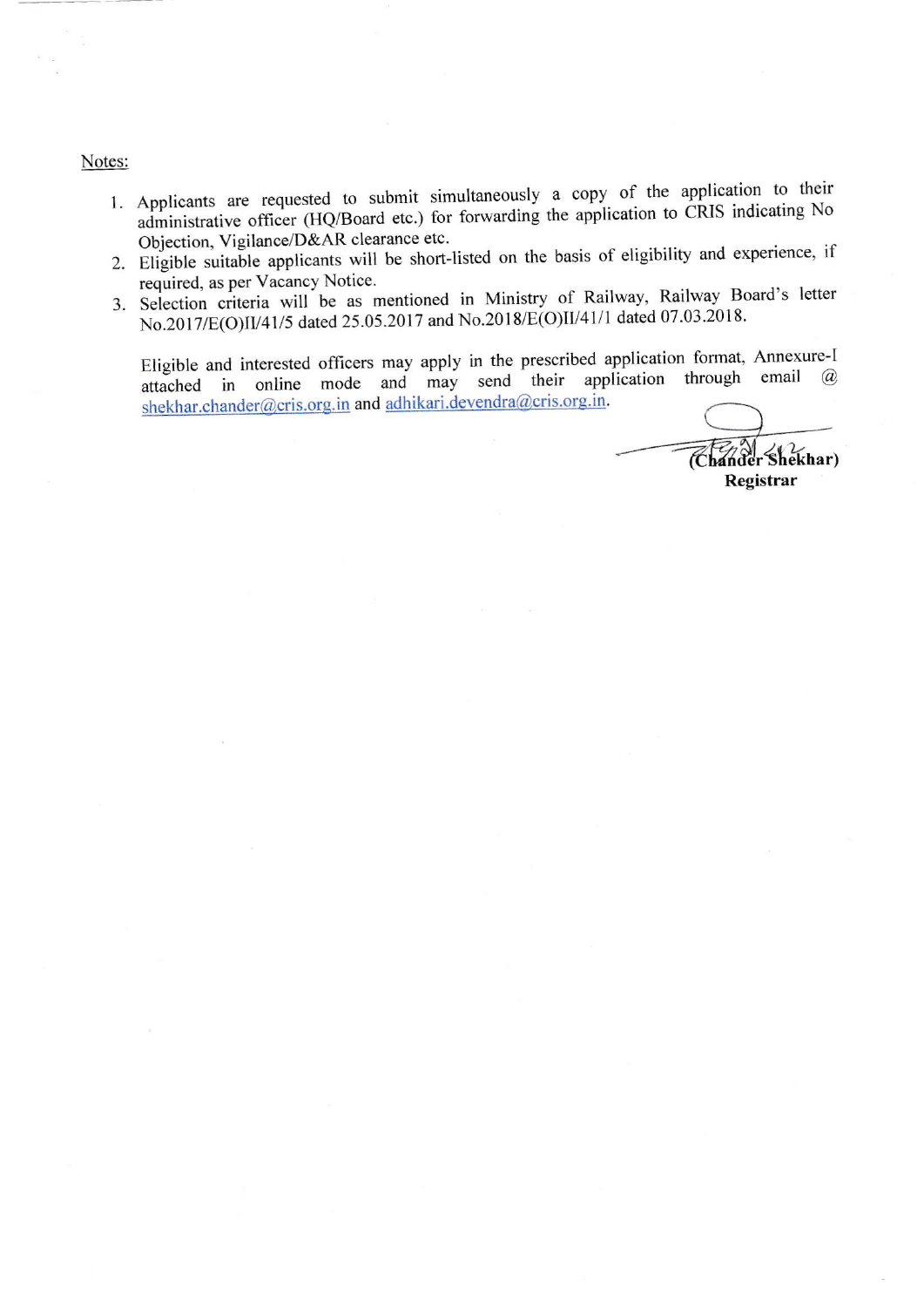Notes:

1. Applicants are requested to submit simultaneously a copy of the application to their administrative officer (HQ/Board etc.) for forwarding the application to CRIS indicating No Objection, Vigilance/D&AR clearance etc.
2. Eligible suitable applicants will be short-listed on the basis of eligibility and experience, if required, as per Vacancy Notice.
3. Selection criteria will be as mentioned in Ministry of Railway, Railway Board's letter No.2017/E(O)II/41/5 dated 25.05.2017 and No.2018/E(O)II/41/1 dated 07.03.2018.

Eligible and interested officers may apply in the prescribed application format, Annexure-I attached in online mode and may send their application through email @ shekhar.chander@cris.org.in and adhikari.devendra@cris.org.in.

**(Chander Shekhar)**
**Registrar**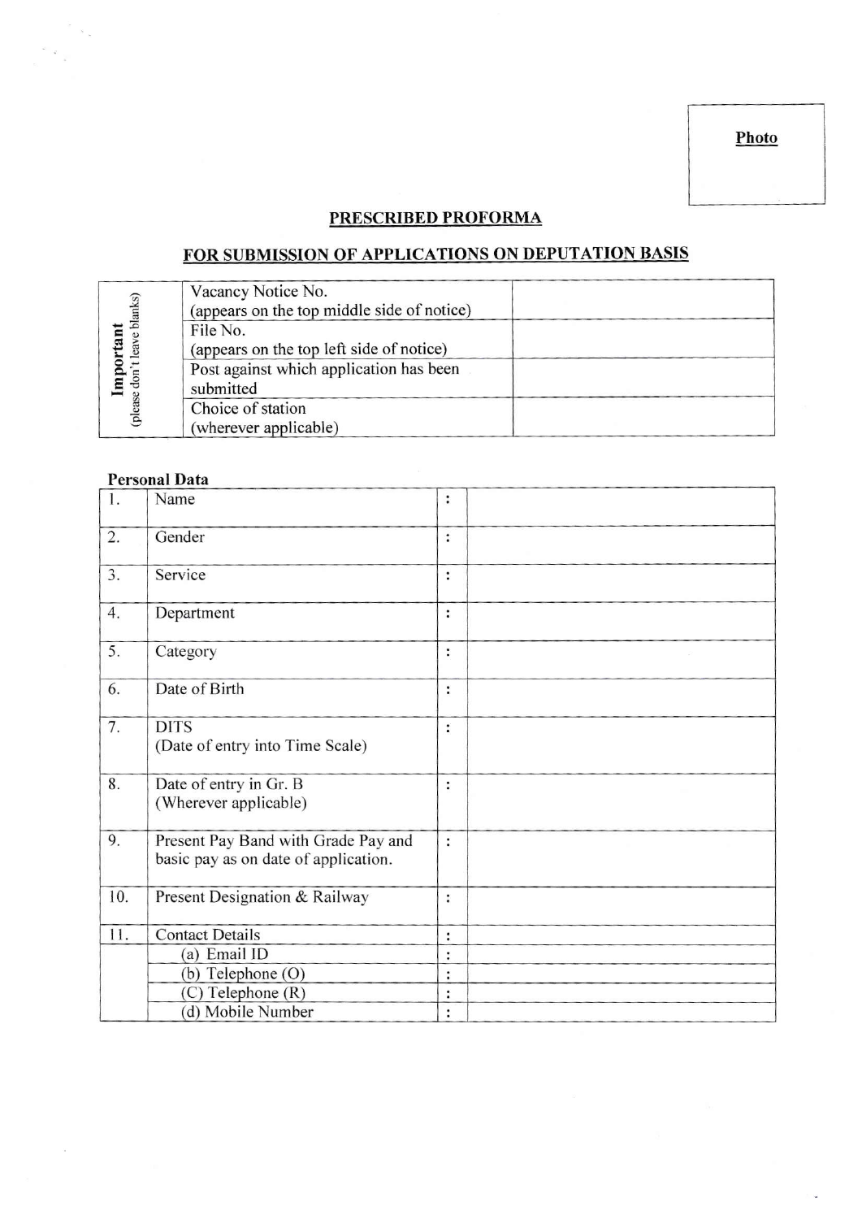**Photo**

## PRESCRIBED PROFORMA

## FOR SUBMISSION OF APPLICATIONS ON DEPUTATION BASIS

| **Important** (please don't leave blanks) | | |
|---|---|---|
| | Vacancy Notice No. (appears on the top middle side of notice) | |
| | File No. (appears on the top left side of notice) | |
| | Post against which application has been submitted | |
| | Choice of station (wherever applicable) | |

**Personal Data**

| | | | |
|---|---|---|---|
| 1. | Name | : | |
| 2. | Gender | : | |
| 3. | Service | : | |
| 4. | Department | : | |
| 5. | Category | : | |
| 6. | Date of Birth | : | |
| 7. | DITS (Date of entry into Time Scale) | : | |
| 8. | Date of entry in Gr. B (Wherever applicable) | : | |
| 9. | Present Pay Band with Grade Pay and basic pay as on date of application. | : | |
| 10. | Present Designation & Railway | : | |
| 11. | Contact Details | : | |
| | (a) Email ID | : | |
| | (b) Telephone (O) | : | |
| | (C) Telephone (R) | : | |
| | (d) Mobile Number | : | |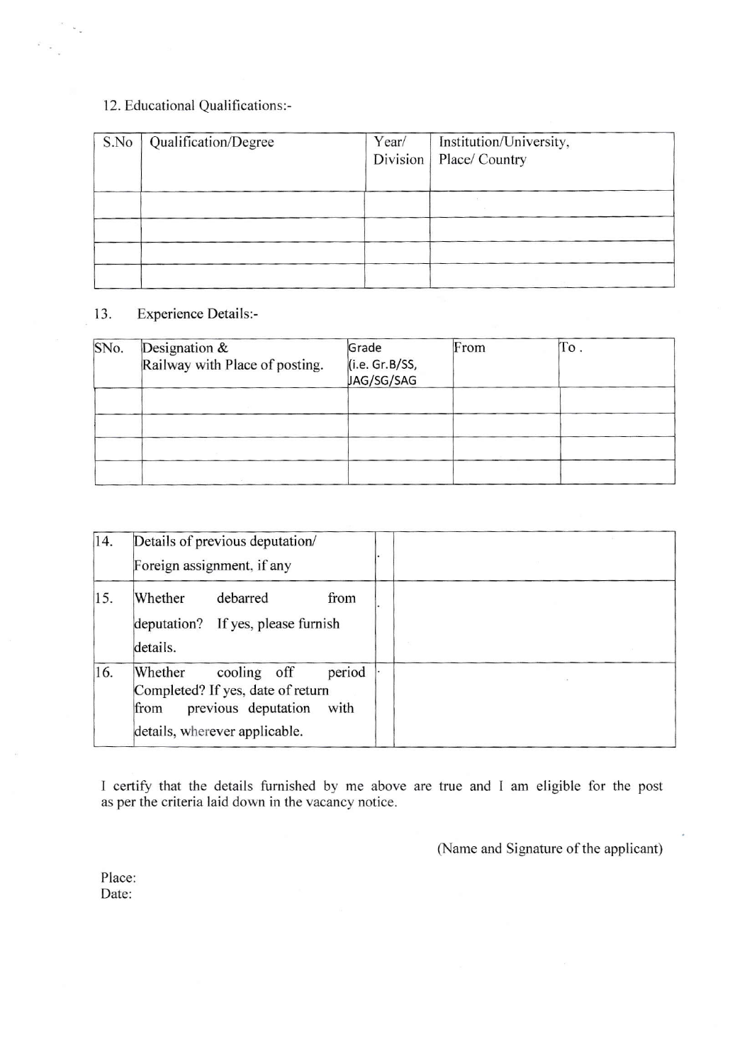12. Educational Qualifications:-

| S.No | Qualification/Degree | Year/ Division | Institution/University, Place/ Country |
|---|---|---|---|
| | | | |
| | | | |
| | | | |
| | | | |

13. Experience Details:-

| SNo. | Designation & Railway with Place of posting. | Grade (i.e. Gr.B/SS, JAG/SG/SAG | From | To . |
|---|---|---|---|---|
| | | | | |
| | | | | |
| | | | | |
| | | | | |

| | | | |
|---|---|---|---|
| 14. | Details of previous deputation/ Foreign assignment, if any | . | |
| 15. | Whether debarred from deputation? If yes, please furnish details. | . | |
| 16. | Whether cooling off period Completed? If yes, date of return from previous deputation with details, wherever applicable. | . | |

I certify that the details furnished by me above are true and I am eligible for the post as per the criteria laid down in the vacancy notice.

(Name and Signature of the applicant)

Place:
Date: